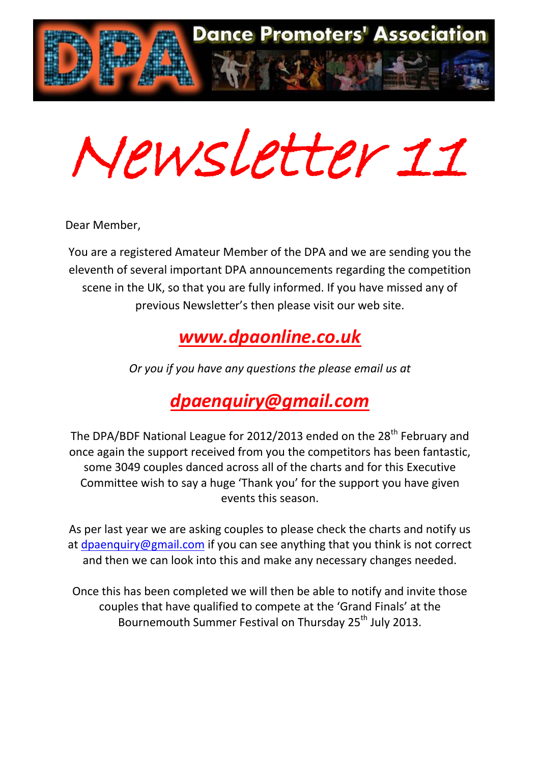# Dance Promoters' Association

# Newsletter 11

Dear Member,

You are a registered Amateur Member of the DPA and we are sending you the eleventh of several important DPA announcements regarding the competition scene in the UK, so that you are fully informed. If you have missed any of previous Newsletter's then please visit our web site.

## ***www.dpaonline.co.uk***

*Or you if you have any questions the please email us at*

## ***dpaenquiry@gmail.com***

The DPA/BDF National League for 2012/2013 ended on the 28th February and once again the support received from you the competitors has been fantastic, some 3049 couples danced across all of the charts and for this Executive Committee wish to say a huge 'Thank you' for the support you have given events this season.

As per last year we are asking couples to please check the charts and notify us at dpaenquiry@gmail.com if you can see anything that you think is not correct and then we can look into this and make any necessary changes needed.

Once this has been completed we will then be able to notify and invite those couples that have qualified to compete at the 'Grand Finals' at the Bournemouth Summer Festival on Thursday 25th July 2013.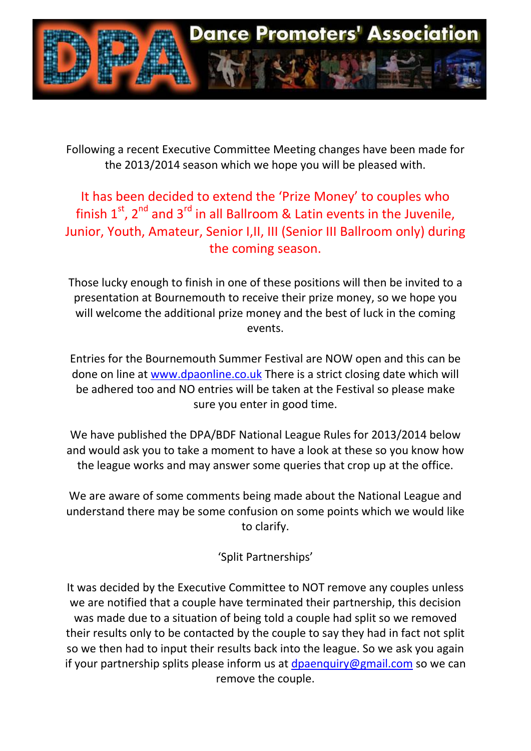# Dance Promoters' Association

Following a recent Executive Committee Meeting changes have been made for the 2013/2014 season which we hope you will be pleased with.

It has been decided to extend the 'Prize Money' to couples who finish 1st, 2nd and 3rd in all Ballroom & Latin events in the Juvenile, Junior, Youth, Amateur, Senior I,II, III (Senior III Ballroom only) during the coming season.

Those lucky enough to finish in one of these positions will then be invited to a presentation at Bournemouth to receive their prize money, so we hope you will welcome the additional prize money and the best of luck in the coming events.

Entries for the Bournemouth Summer Festival are NOW open and this can be done on line at [www.dpaonline.co.uk](http://www.dpaonline.co.uk) There is a strict closing date which will be adhered too and NO entries will be taken at the Festival so please make sure you enter in good time.

We have published the DPA/BDF National League Rules for 2013/2014 below and would ask you to take a moment to have a look at these so you know how the league works and may answer some queries that crop up at the office.

We are aware of some comments being made about the National League and understand there may be some confusion on some points which we would like to clarify.

'Split Partnerships'

It was decided by the Executive Committee to NOT remove any couples unless we are notified that a couple have terminated their partnership, this decision was made due to a situation of being told a couple had split so we removed their results only to be contacted by the couple to say they had in fact not split so we then had to input their results back into the league. So we ask you again if your partnership splits please inform us at [dpaenquiry@gmail.com](mailto:dpaenquiry@gmail.com) so we can remove the couple.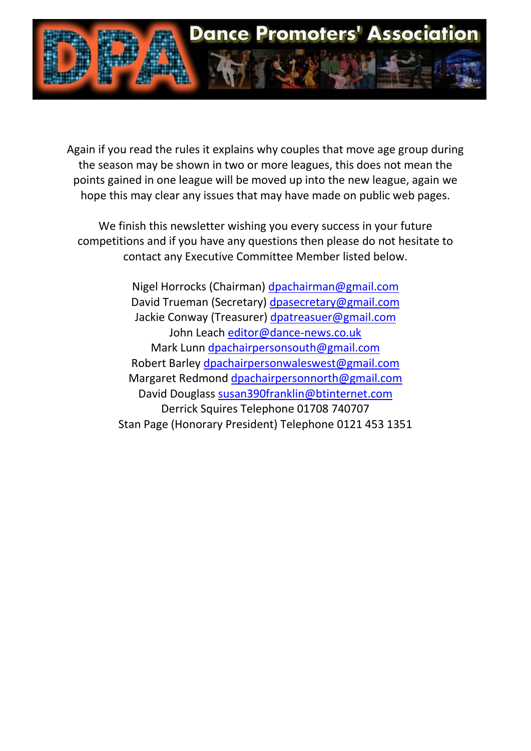Again if you read the rules it explains why couples that move age group during the season may be shown in two or more leagues, this does not mean the points gained in one league will be moved up into the new league, again we hope this may clear any issues that may have made on public web pages.

We finish this newsletter wishing you every success in your future competitions and if you have any questions then please do not hesitate to contact any Executive Committee Member listed below.

Nigel Horrocks (Chairman) dpachairman@gmail.com
David Trueman (Secretary) dpasecretary@gmail.com
Jackie Conway (Treasurer) dpatreasuer@gmail.com
John Leach editor@dance-news.co.uk
Mark Lunn dpachairpersonsouth@gmail.com
Robert Barley dpachairpersonwaleswest@gmail.com
Margaret Redmond dpachairpersonnorth@gmail.com
David Douglass susan390franklin@btinternet.com
Derrick Squires Telephone 01708 740707
Stan Page (Honorary President) Telephone 0121 453 1351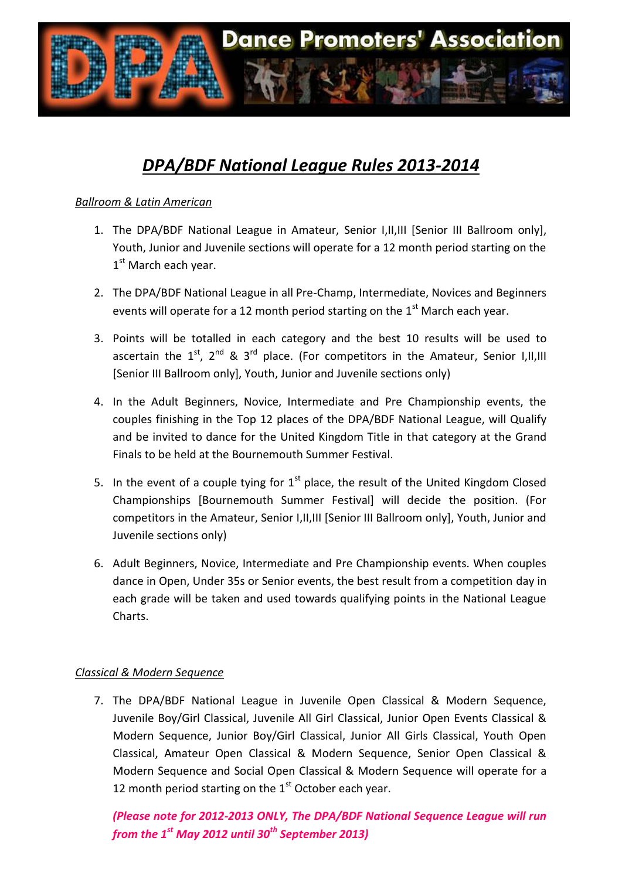Dance Promoters' Association

# *DPA/BDF National League Rules 2013-2014*

## *Ballroom & Latin American*

1. The DPA/BDF National League in Amateur, Senior I,II,III [Senior III Ballroom only], Youth, Junior and Juvenile sections will operate for a 12 month period starting on the 1st March each year.

2. The DPA/BDF National League in all Pre-Champ, Intermediate, Novices and Beginners events will operate for a 12 month period starting on the 1st March each year.

3. Points will be totalled in each category and the best 10 results will be used to ascertain the 1st, 2nd & 3rd place. (For competitors in the Amateur, Senior I,II,III [Senior III Ballroom only], Youth, Junior and Juvenile sections only)

4. In the Adult Beginners, Novice, Intermediate and Pre Championship events, the couples finishing in the Top 12 places of the DPA/BDF National League, will Qualify and be invited to dance for the United Kingdom Title in that category at the Grand Finals to be held at the Bournemouth Summer Festival.

5. In the event of a couple tying for 1st place, the result of the United Kingdom Closed Championships [Bournemouth Summer Festival] will decide the position. (For competitors in the Amateur, Senior I,II,III [Senior III Ballroom only], Youth, Junior and Juvenile sections only)

6. Adult Beginners, Novice, Intermediate and Pre Championship events. When couples dance in Open, Under 35s or Senior events, the best result from a competition day in each grade will be taken and used towards qualifying points in the National League Charts.

## *Classical & Modern Sequence*

7. The DPA/BDF National League in Juvenile Open Classical & Modern Sequence, Juvenile Boy/Girl Classical, Juvenile All Girl Classical, Junior Open Events Classical & Modern Sequence, Junior Boy/Girl Classical, Junior All Girls Classical, Youth Open Classical, Amateur Open Classical & Modern Sequence, Senior Open Classical & Modern Sequence and Social Open Classical & Modern Sequence will operate for a 12 month period starting on the 1st October each year.

   ***(Please note for 2012-2013 ONLY, The DPA/BDF National Sequence League will run from the 1st May 2012 until 30th September 2013)***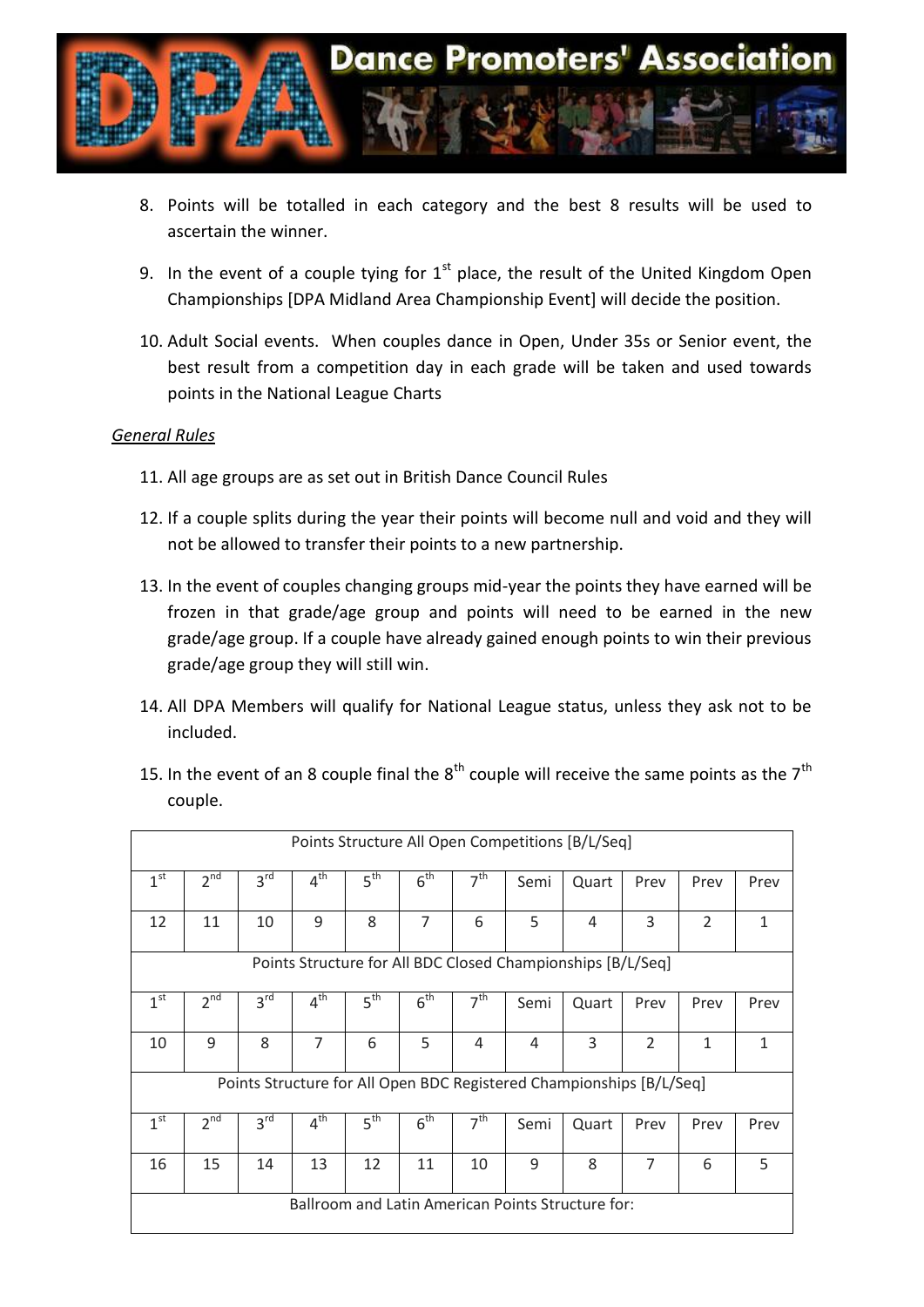8. Points will be totalled in each category and the best 8 results will be used to ascertain the winner.

9. In the event of a couple tying for 1st place, the result of the United Kingdom Open Championships [DPA Midland Area Championship Event] will decide the position.

10. Adult Social events. When couples dance in Open, Under 35s or Senior event, the best result from a competition day in each grade will be taken and used towards points in the National League Charts

*General Rules*

11. All age groups are as set out in British Dance Council Rules

12. If a couple splits during the year their points will become null and void and they will not be allowed to transfer their points to a new partnership.

13. In the event of couples changing groups mid-year the points they have earned will be frozen in that grade/age group and points will need to be earned in the new grade/age group. If a couple have already gained enough points to win their previous grade/age group they will still win.

14. All DPA Members will qualify for National League status, unless they ask not to be included.

15. In the event of an 8 couple final the 8th couple will receive the same points as the 7th couple.

| Points Structure All Open Competitions [B/L/Seq] | | | | | | | | | | | |
|---|---|---|---|---|---|---|---|---|---|---|---|
| 1st | 2nd | 3rd | 4th | 5th | 6th | 7th | Semi | Quart | Prev | Prev | Prev |
| 12 | 11 | 10 | 9 | 8 | 7 | 6 | 5 | 4 | 3 | 2 | 1 |
| Points Structure for All BDC Closed Championships [B/L/Seq] | | | | | | | | | | | |
| 1st | 2nd | 3rd | 4th | 5th | 6th | 7th | Semi | Quart | Prev | Prev | Prev |
| 10 | 9 | 8 | 7 | 6 | 5 | 4 | 4 | 3 | 2 | 1 | 1 |
| Points Structure for All Open BDC Registered Championships [B/L/Seq] | | | | | | | | | | | |
| 1st | 2nd | 3rd | 4th | 5th | 6th | 7th | Semi | Quart | Prev | Prev | Prev |
| 16 | 15 | 14 | 13 | 12 | 11 | 10 | 9 | 8 | 7 | 6 | 5 |
| Ballroom and Latin American Points Structure for: | | | | | | | | | | | |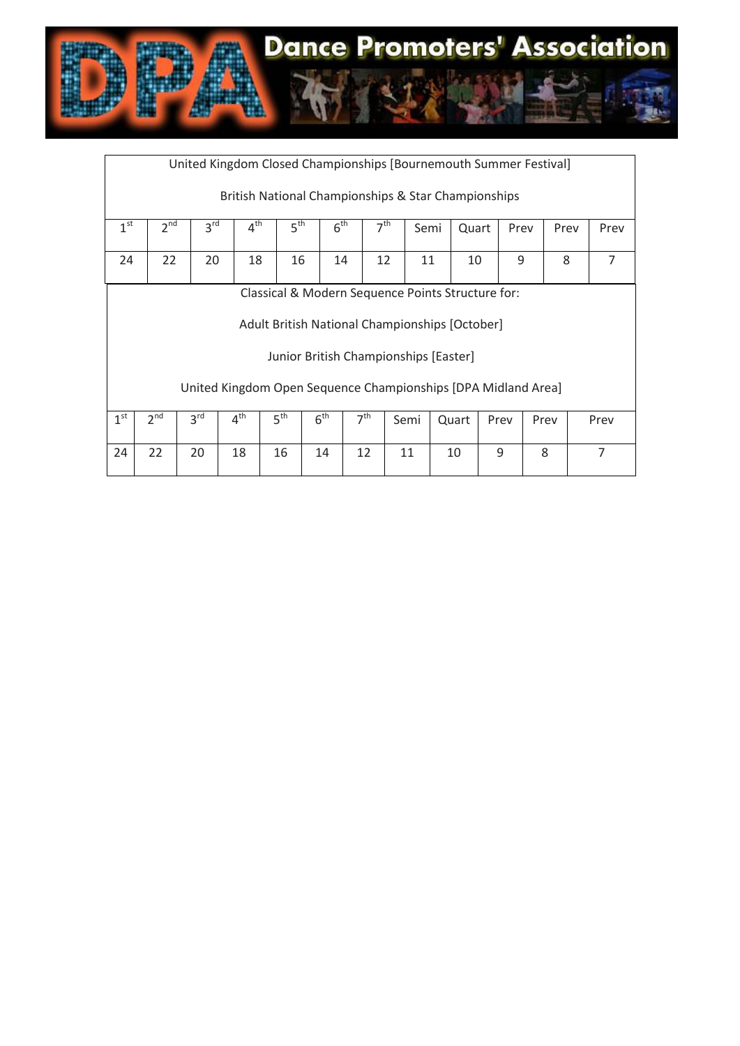# Dance Promoters' Association

| United Kingdom Closed Championships [Bournemouth Summer Festival]<br><br>British National Championships & Star Championships | | | | | | | | | | | |
|---|---|---|---|---|---|---|---|---|---|---|---|
| 1st | 2nd | 3rd | 4th | 5th | 6th | 7th | Semi | Quart | Prev | Prev | Prev |
| 24 | 22 | 20 | 18 | 16 | 14 | 12 | 11 | 10 | 9 | 8 | 7 |

| Classical & Modern Sequence Points Structure for:<br><br>Adult British National Championships [October]<br><br>Junior British Championships [Easter]<br><br>United Kingdom Open Sequence Championships [DPA Midland Area] | | | | | | | | | | | |
|---|---|---|---|---|---|---|---|---|---|---|---|
| 1st | 2nd | 3rd | 4th | 5th | 6th | 7th | Semi | Quart | Prev | Prev | Prev |
| 24 | 22 | 20 | 18 | 16 | 14 | 12 | 11 | 10 | 9 | 8 | 7 |